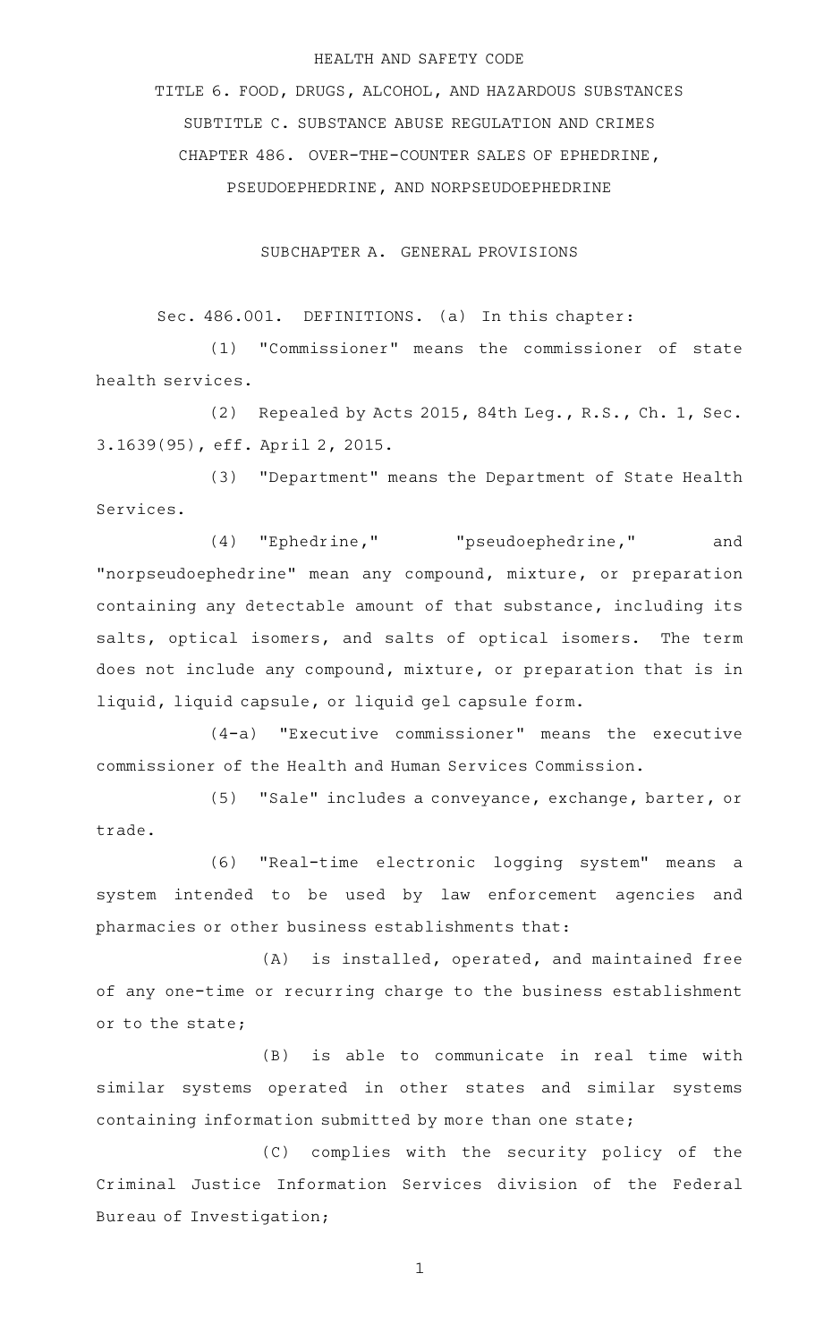HEALTH AND SAFETY CODE

TITLE 6. FOOD, DRUGS, ALCOHOL, AND HAZARDOUS SUBSTANCES

SUBTITLE C. SUBSTANCE ABUSE REGULATION AND CRIMES

CHAPTER 486. OVER-THE-COUNTER SALES OF EPHEDRINE, PSEUDOEPHEDRINE, AND NORPSEUDOEPHEDRINE

SUBCHAPTER A. GENERAL PROVISIONS

Sec. 486.001. DEFINITIONS. (a) In this chapter:

(1) "Commissioner" means the commissioner of state health services.

(2) Repealed by Acts 2015, 84th Leg., R.S., Ch. 1, Sec. 3.1639(95), eff. April 2, 2015.

(3) "Department" means the Department of State Health Services.

(4) "Ephedrine," "pseudoephedrine," and "norpseudoephedrine" mean any compound, mixture, or preparation containing any detectable amount of that substance, including its salts, optical isomers, and salts of optical isomers. The term does not include any compound, mixture, or preparation that is in liquid, liquid capsule, or liquid gel capsule form.

(4-a) "Executive commissioner" means the executive commissioner of the Health and Human Services Commission.

(5) "Sale" includes a conveyance, exchange, barter, or trade.

(6) "Real-time electronic logging system" means a system intended to be used by law enforcement agencies and pharmacies or other business establishments that:

(A) is installed, operated, and maintained free of any one-time or recurring charge to the business establishment or to the state;

(B) is able to communicate in real time with similar systems operated in other states and similar systems containing information submitted by more than one state;

(C) complies with the security policy of the Criminal Justice Information Services division of the Federal Bureau of Investigation;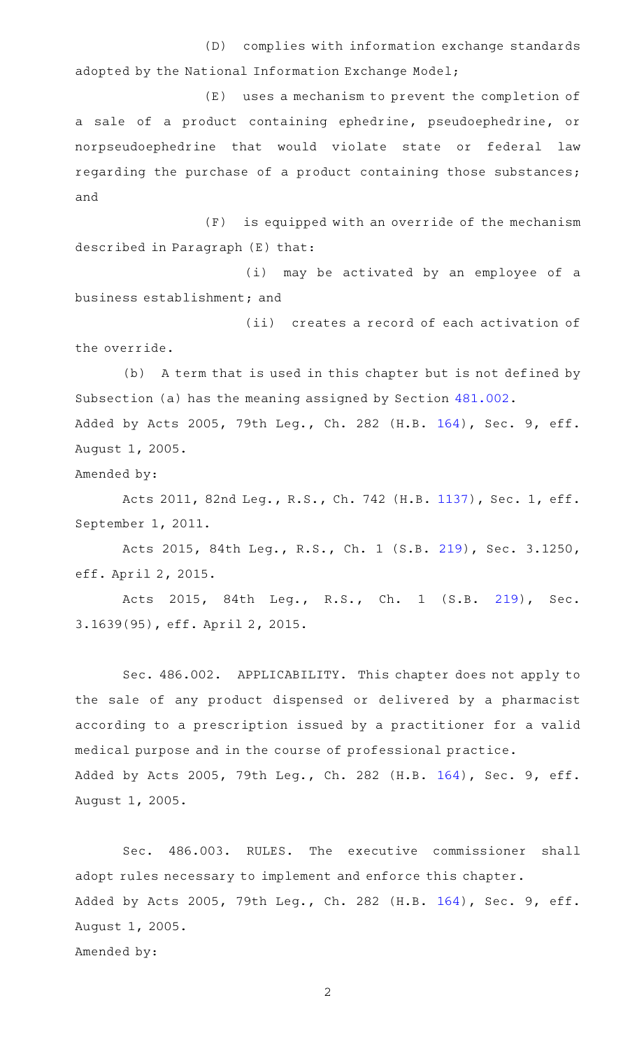(D) complies with information exchange standards adopted by the National Information Exchange Model;

(E) uses a mechanism to prevent the completion of a sale of a product containing ephedrine, pseudoephedrine, or norpseudoephedrine that would violate state or federal law regarding the purchase of a product containing those substances; and

(F) is equipped with an override of the mechanism described in Paragraph (E) that:

(i) may be activated by an employee of a business establishment; and

(ii) creates a record of each activation of the override.

(b) A term that is used in this chapter but is not defined by Subsection (a) has the meaning assigned by Section 481.002.

Added by Acts 2005, 79th Leg., Ch. 282 (H.B. 164), Sec. 9, eff. August 1, 2005.

Amended by:

Acts 2011, 82nd Leg., R.S., Ch. 742 (H.B. 1137), Sec. 1, eff. September 1, 2011.

Acts 2015, 84th Leg., R.S., Ch. 1 (S.B. 219), Sec. 3.1250, eff. April 2, 2015.

Acts 2015, 84th Leg., R.S., Ch. 1 (S.B. 219), Sec. 3.1639(95), eff. April 2, 2015.

Sec. 486.002. APPLICABILITY. This chapter does not apply to the sale of any product dispensed or delivered by a pharmacist according to a prescription issued by a practitioner for a valid medical purpose and in the course of professional practice.

Added by Acts 2005, 79th Leg., Ch. 282 (H.B. 164), Sec. 9, eff. August 1, 2005.

Sec. 486.003. RULES. The executive commissioner shall adopt rules necessary to implement and enforce this chapter.

Added by Acts 2005, 79th Leg., Ch. 282 (H.B. 164), Sec. 9, eff. August 1, 2005.

Amended by: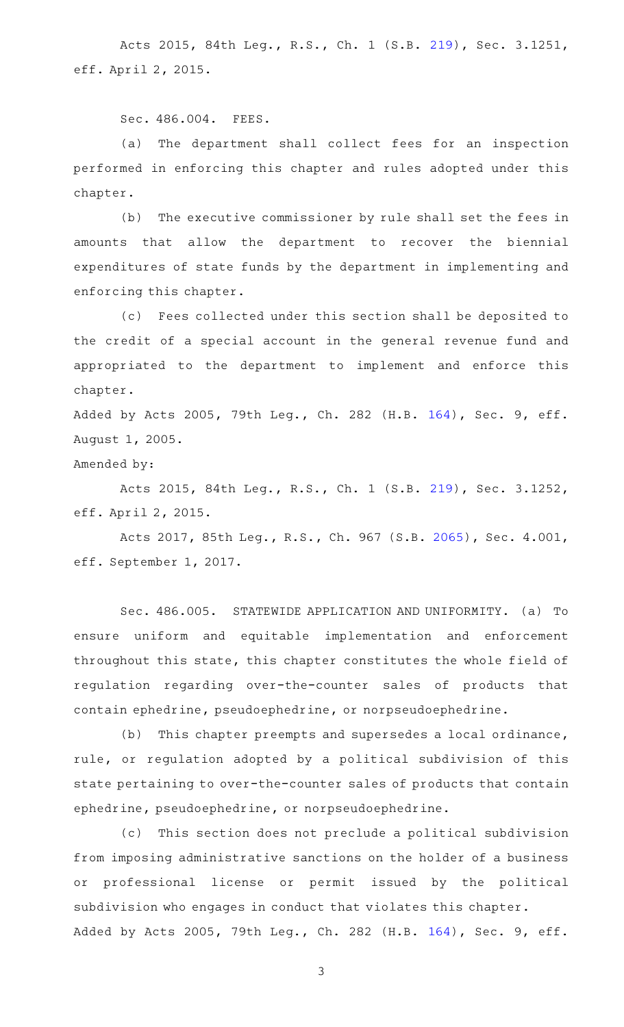Acts 2015, 84th Leg., R.S., Ch. 1 (S.B. 219), Sec. 3.1251, eff. April 2, 2015.

Sec. 486.004. FEES.

(a) The department shall collect fees for an inspection performed in enforcing this chapter and rules adopted under this chapter.

(b) The executive commissioner by rule shall set the fees in amounts that allow the department to recover the biennial expenditures of state funds by the department in implementing and enforcing this chapter.

(c) Fees collected under this section shall be deposited to the credit of a special account in the general revenue fund and appropriated to the department to implement and enforce this chapter.

Added by Acts 2005, 79th Leg., Ch. 282 (H.B. 164), Sec. 9, eff. August 1, 2005.

Amended by:

Acts 2015, 84th Leg., R.S., Ch. 1 (S.B. 219), Sec. 3.1252, eff. April 2, 2015.

Acts 2017, 85th Leg., R.S., Ch. 967 (S.B. 2065), Sec. 4.001, eff. September 1, 2017.

Sec. 486.005. STATEWIDE APPLICATION AND UNIFORMITY. (a) To ensure uniform and equitable implementation and enforcement throughout this state, this chapter constitutes the whole field of regulation regarding over-the-counter sales of products that contain ephedrine, pseudoephedrine, or norpseudoephedrine.

(b) This chapter preempts and supersedes a local ordinance, rule, or regulation adopted by a political subdivision of this state pertaining to over-the-counter sales of products that contain ephedrine, pseudoephedrine, or norpseudoephedrine.

(c) This section does not preclude a political subdivision from imposing administrative sanctions on the holder of a business or professional license or permit issued by the political subdivision who engages in conduct that violates this chapter.

Added by Acts 2005, 79th Leg., Ch. 282 (H.B. 164), Sec. 9, eff.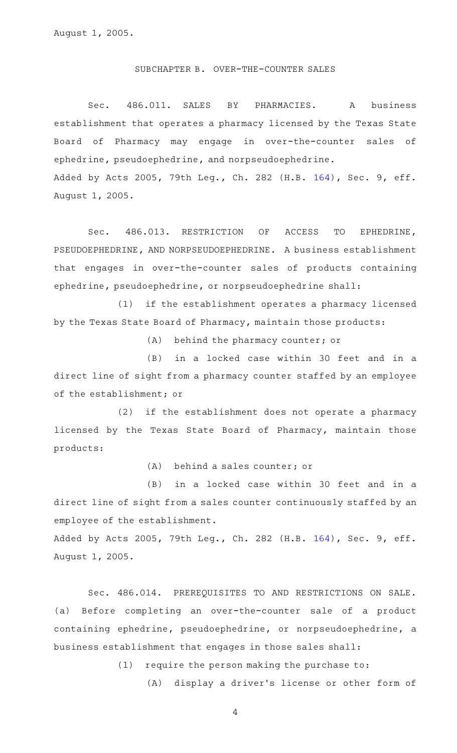August 1, 2005.

## SUBCHAPTER B. OVER-THE-COUNTER SALES

Sec. 486.011. SALES BY PHARMACIES. A business establishment that operates a pharmacy licensed by the Texas State Board of Pharmacy may engage in over-the-counter sales of ephedrine, pseudoephedrine, and norpseudoephedrine.
Added by Acts 2005, 79th Leg., Ch. 282 (H.B. 164), Sec. 9, eff. August 1, 2005.

Sec. 486.013. RESTRICTION OF ACCESS TO EPHEDRINE, PSEUDOEPHEDRINE, AND NORPSEUDOEPHEDRINE. A business establishment that engages in over-the-counter sales of products containing ephedrine, pseudoephedrine, or norpseudoephedrine shall:

(1) if the establishment operates a pharmacy licensed by the Texas State Board of Pharmacy, maintain those products:

(A) behind the pharmacy counter; or

(B) in a locked case within 30 feet and in a direct line of sight from a pharmacy counter staffed by an employee of the establishment; or

(2) if the establishment does not operate a pharmacy licensed by the Texas State Board of Pharmacy, maintain those products:

(A) behind a sales counter; or

(B) in a locked case within 30 feet and in a direct line of sight from a sales counter continuously staffed by an employee of the establishment.

Added by Acts 2005, 79th Leg., Ch. 282 (H.B. 164), Sec. 9, eff. August 1, 2005.

Sec. 486.014. PREREQUISITES TO AND RESTRICTIONS ON SALE. (a) Before completing an over-the-counter sale of a product containing ephedrine, pseudoephedrine, or norpseudoephedrine, a business establishment that engages in those sales shall:

(1) require the person making the purchase to:

(A) display a driver's license or other form of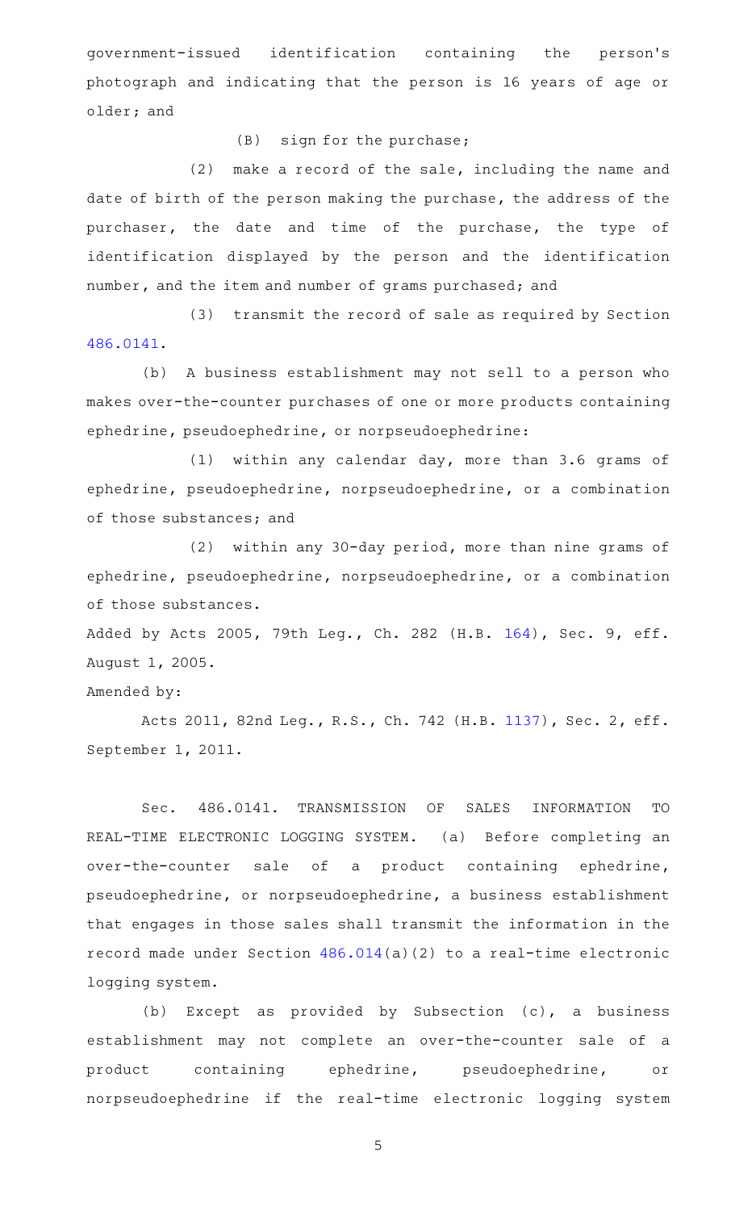government-issued identification containing the person's photograph and indicating that the person is 16 years of age or older; and

(B) sign for the purchase;

(2) make a record of the sale, including the name and date of birth of the person making the purchase, the address of the purchaser, the date and time of the purchase, the type of identification displayed by the person and the identification number, and the item and number of grams purchased; and

(3) transmit the record of sale as required by Section 486.0141.

(b) A business establishment may not sell to a person who makes over-the-counter purchases of one or more products containing ephedrine, pseudoephedrine, or norpseudoephedrine:

(1) within any calendar day, more than 3.6 grams of ephedrine, pseudoephedrine, norpseudoephedrine, or a combination of those substances; and

(2) within any 30-day period, more than nine grams of ephedrine, pseudoephedrine, norpseudoephedrine, or a combination of those substances.

Added by Acts 2005, 79th Leg., Ch. 282 (H.B. 164), Sec. 9, eff. August 1, 2005.

Amended by:

Acts 2011, 82nd Leg., R.S., Ch. 742 (H.B. 1137), Sec. 2, eff. September 1, 2011.

Sec. 486.0141. TRANSMISSION OF SALES INFORMATION TO REAL-TIME ELECTRONIC LOGGING SYSTEM. (a) Before completing an over-the-counter sale of a product containing ephedrine, pseudoephedrine, or norpseudoephedrine, a business establishment that engages in those sales shall transmit the information in the record made under Section 486.014(a)(2) to a real-time electronic logging system.

(b) Except as provided by Subsection (c), a business establishment may not complete an over-the-counter sale of a product containing ephedrine, pseudoephedrine, or norpseudoephedrine if the real-time electronic logging system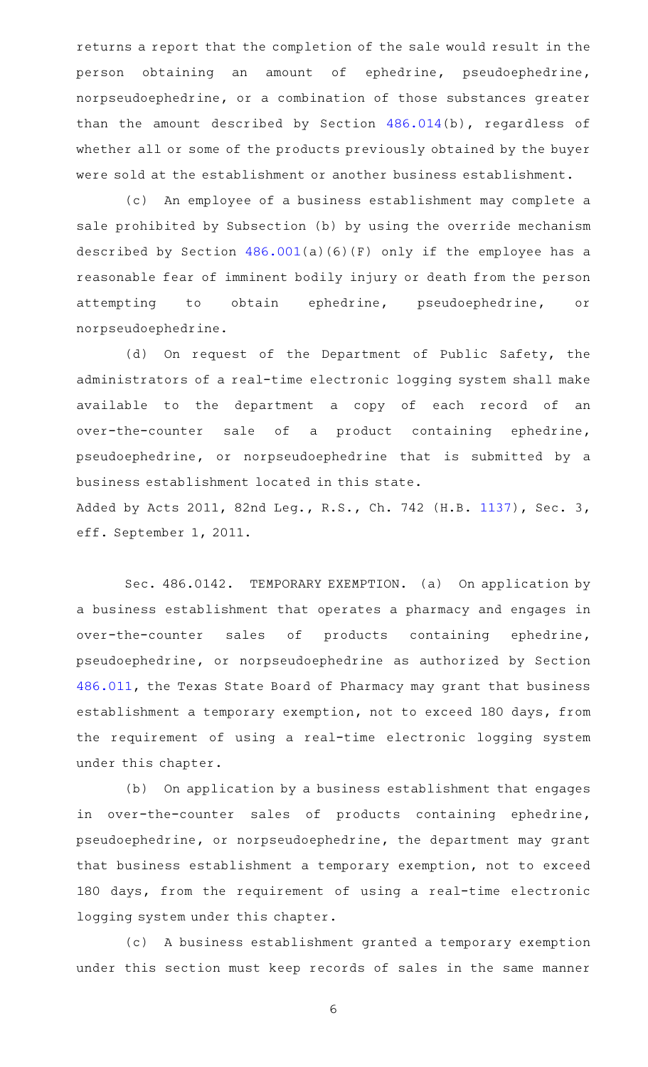returns a report that the completion of the sale would result in the person obtaining an amount of ephedrine, pseudoephedrine, norpseudoephedrine, or a combination of those substances greater than the amount described by Section 486.014(b), regardless of whether all or some of the products previously obtained by the buyer were sold at the establishment or another business establishment.

(c) An employee of a business establishment may complete a sale prohibited by Subsection (b) by using the override mechanism described by Section 486.001(a)(6)(F) only if the employee has a reasonable fear of imminent bodily injury or death from the person attempting to obtain ephedrine, pseudoephedrine, or norpseudoephedrine.

(d) On request of the Department of Public Safety, the administrators of a real-time electronic logging system shall make available to the department a copy of each record of an over-the-counter sale of a product containing ephedrine, pseudoephedrine, or norpseudoephedrine that is submitted by a business establishment located in this state.

Added by Acts 2011, 82nd Leg., R.S., Ch. 742 (H.B. 1137), Sec. 3, eff. September 1, 2011.

Sec. 486.0142. TEMPORARY EXEMPTION. (a) On application by a business establishment that operates a pharmacy and engages in over-the-counter sales of products containing ephedrine, pseudoephedrine, or norpseudoephedrine as authorized by Section 486.011, the Texas State Board of Pharmacy may grant that business establishment a temporary exemption, not to exceed 180 days, from the requirement of using a real-time electronic logging system under this chapter.

(b) On application by a business establishment that engages in over-the-counter sales of products containing ephedrine, pseudoephedrine, or norpseudoephedrine, the department may grant that business establishment a temporary exemption, not to exceed 180 days, from the requirement of using a real-time electronic logging system under this chapter.

(c) A business establishment granted a temporary exemption under this section must keep records of sales in the same manner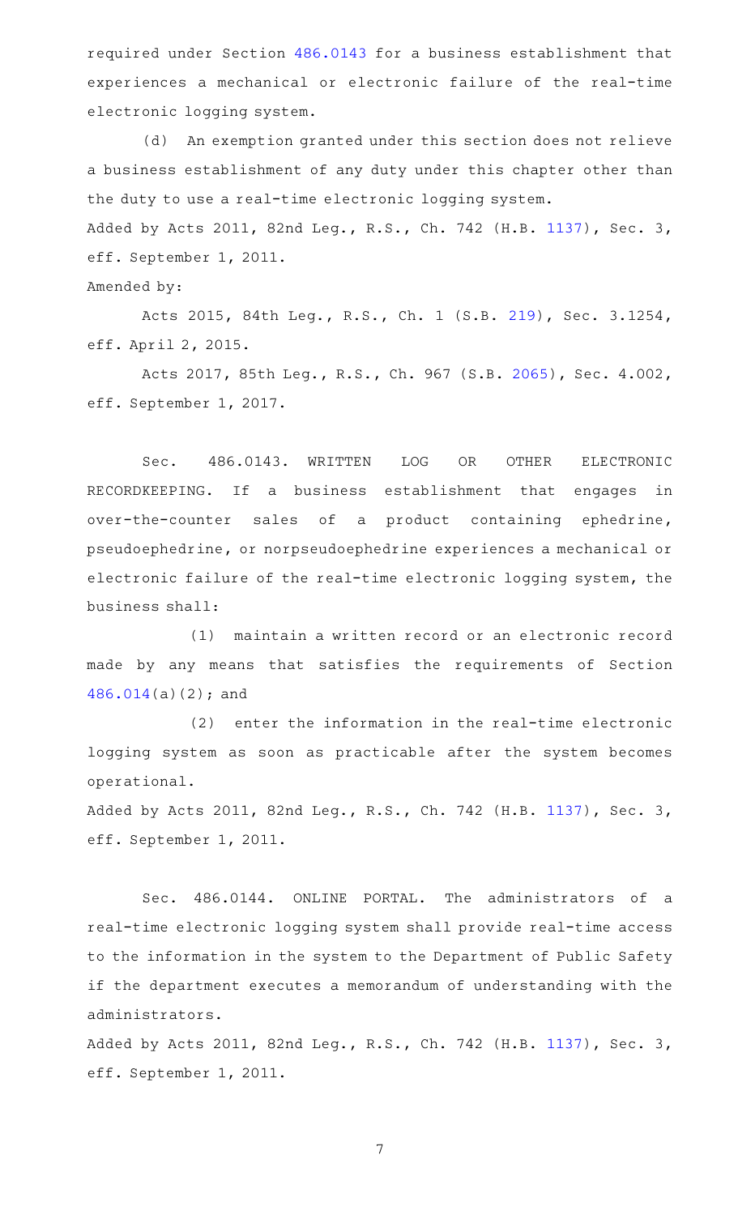required under Section 486.0143 for a business establishment that experiences a mechanical or electronic failure of the real-time electronic logging system.

(d) An exemption granted under this section does not relieve a business establishment of any duty under this chapter other than the duty to use a real-time electronic logging system.

Added by Acts 2011, 82nd Leg., R.S., Ch. 742 (H.B. 1137), Sec. 3, eff. September 1, 2011.

Amended by:

Acts 2015, 84th Leg., R.S., Ch. 1 (S.B. 219), Sec. 3.1254, eff. April 2, 2015.

Acts 2017, 85th Leg., R.S., Ch. 967 (S.B. 2065), Sec. 4.002, eff. September 1, 2017.

Sec. 486.0143. WRITTEN LOG OR OTHER ELECTRONIC RECORDKEEPING. If a business establishment that engages in over-the-counter sales of a product containing ephedrine, pseudoephedrine, or norpseudoephedrine experiences a mechanical or electronic failure of the real-time electronic logging system, the business shall:

(1) maintain a written record or an electronic record made by any means that satisfies the requirements of Section 486.014(a)(2); and

(2) enter the information in the real-time electronic logging system as soon as practicable after the system becomes operational.

Added by Acts 2011, 82nd Leg., R.S., Ch. 742 (H.B. 1137), Sec. 3, eff. September 1, 2011.

Sec. 486.0144. ONLINE PORTAL. The administrators of a real-time electronic logging system shall provide real-time access to the information in the system to the Department of Public Safety if the department executes a memorandum of understanding with the administrators.

Added by Acts 2011, 82nd Leg., R.S., Ch. 742 (H.B. 1137), Sec. 3, eff. September 1, 2011.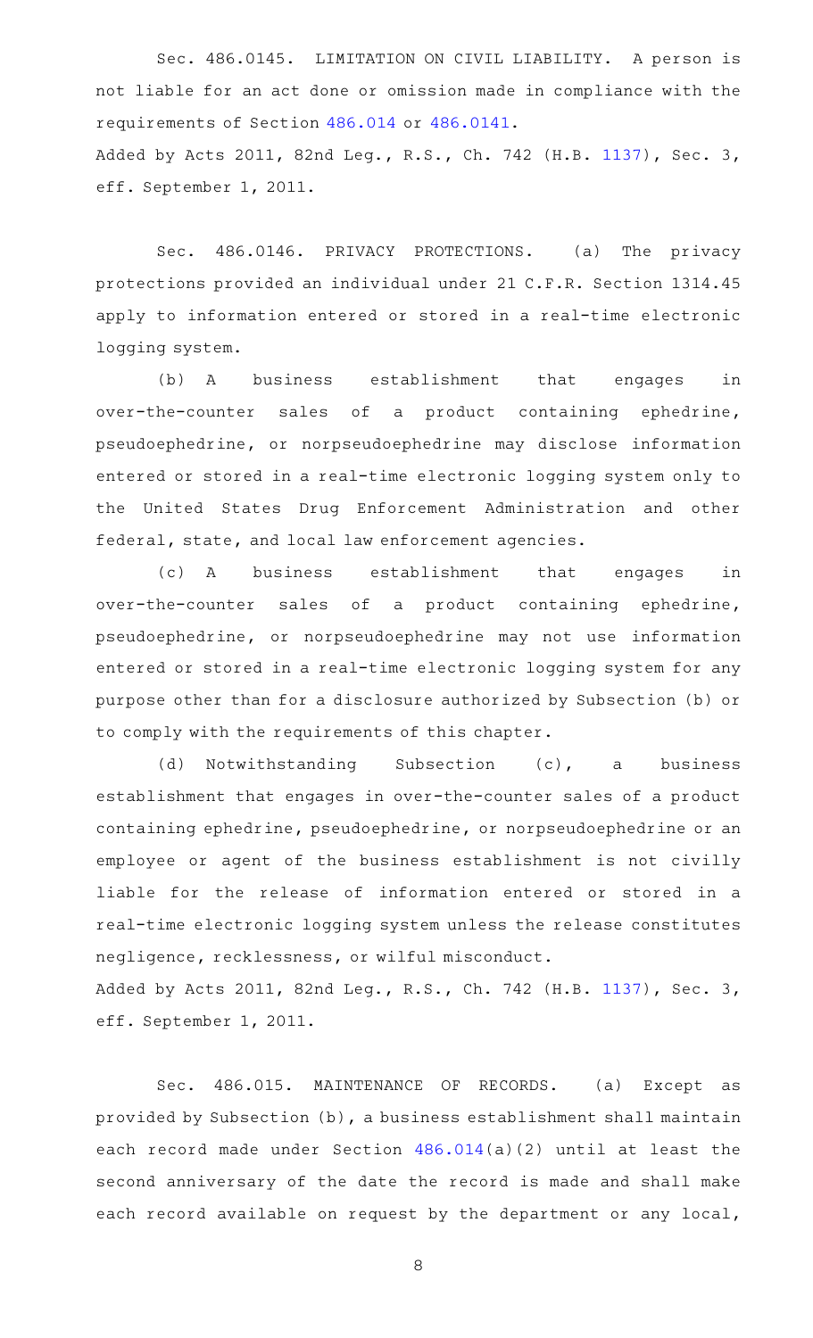Sec. 486.0145. LIMITATION ON CIVIL LIABILITY. A person is not liable for an act done or omission made in compliance with the requirements of Section 486.014 or 486.0141.

Added by Acts 2011, 82nd Leg., R.S., Ch. 742 (H.B. 1137), Sec. 3, eff. September 1, 2011.

Sec. 486.0146. PRIVACY PROTECTIONS. (a) The privacy protections provided an individual under 21 C.F.R. Section 1314.45 apply to information entered or stored in a real-time electronic logging system.

(b) A business establishment that engages in over-the-counter sales of a product containing ephedrine, pseudoephedrine, or norpseudoephedrine may disclose information entered or stored in a real-time electronic logging system only to the United States Drug Enforcement Administration and other federal, state, and local law enforcement agencies.

(c) A business establishment that engages in over-the-counter sales of a product containing ephedrine, pseudoephedrine, or norpseudoephedrine may not use information entered or stored in a real-time electronic logging system for any purpose other than for a disclosure authorized by Subsection (b) or to comply with the requirements of this chapter.

(d) Notwithstanding Subsection (c), a business establishment that engages in over-the-counter sales of a product containing ephedrine, pseudoephedrine, or norpseudoephedrine or an employee or agent of the business establishment is not civilly liable for the release of information entered or stored in a real-time electronic logging system unless the release constitutes negligence, recklessness, or wilful misconduct.

Added by Acts 2011, 82nd Leg., R.S., Ch. 742 (H.B. 1137), Sec. 3, eff. September 1, 2011.

Sec. 486.015. MAINTENANCE OF RECORDS. (a) Except as provided by Subsection (b), a business establishment shall maintain each record made under Section 486.014(a)(2) until at least the second anniversary of the date the record is made and shall make each record available on request by the department or any local,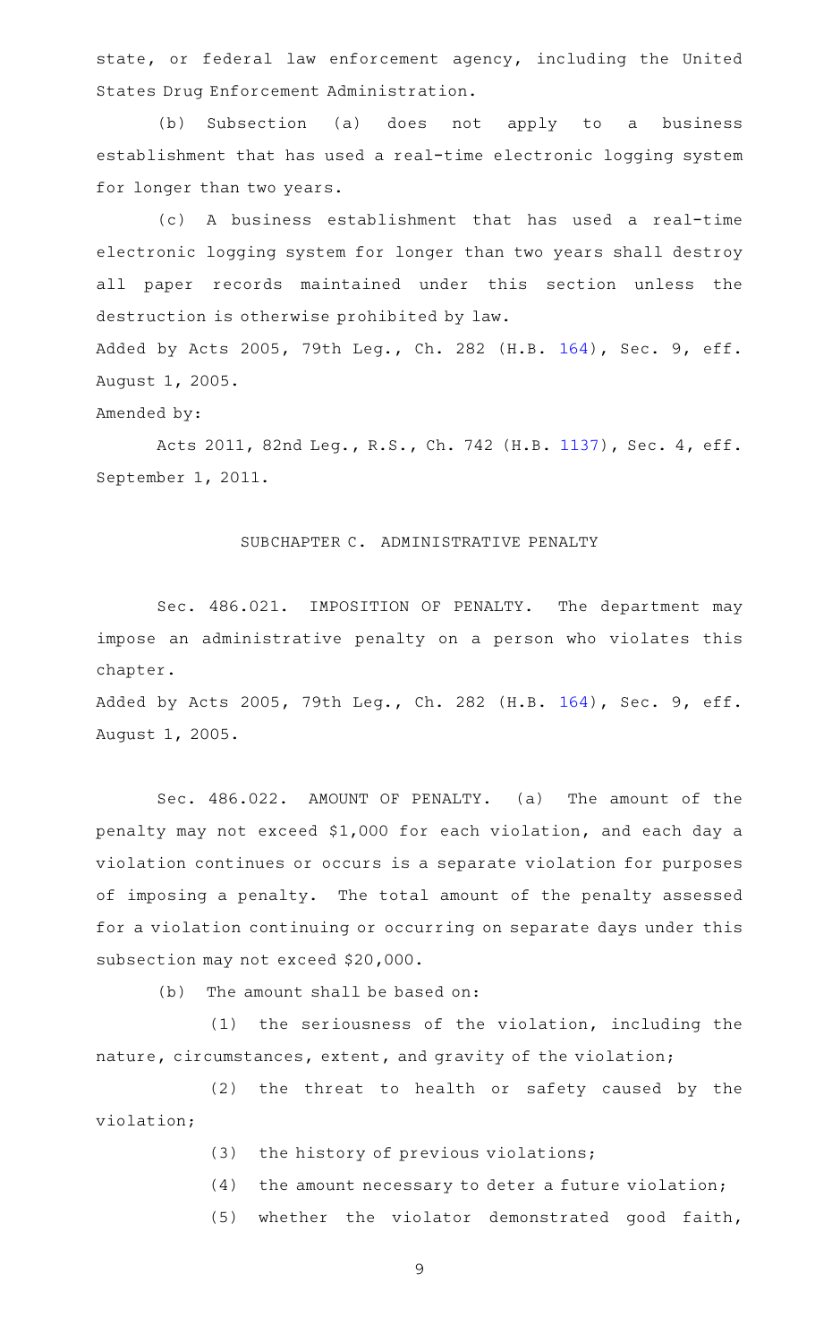state, or federal law enforcement agency, including the United States Drug Enforcement Administration.

(b) Subsection (a) does not apply to a business establishment that has used a real-time electronic logging system for longer than two years.

(c) A business establishment that has used a real-time electronic logging system for longer than two years shall destroy all paper records maintained under this section unless the destruction is otherwise prohibited by law.

Added by Acts 2005, 79th Leg., Ch. 282 (H.B. 164), Sec. 9, eff. August 1, 2005.

Amended by:

Acts 2011, 82nd Leg., R.S., Ch. 742 (H.B. 1137), Sec. 4, eff. September 1, 2011.

SUBCHAPTER C. ADMINISTRATIVE PENALTY

Sec. 486.021. IMPOSITION OF PENALTY. The department may impose an administrative penalty on a person who violates this chapter.

Added by Acts 2005, 79th Leg., Ch. 282 (H.B. 164), Sec. 9, eff. August 1, 2005.

Sec. 486.022. AMOUNT OF PENALTY. (a) The amount of the penalty may not exceed $1,000 for each violation, and each day a violation continues or occurs is a separate violation for purposes of imposing a penalty. The total amount of the penalty assessed for a violation continuing or occurring on separate days under this subsection may not exceed $20,000.

(b) The amount shall be based on:

(1) the seriousness of the violation, including the nature, circumstances, extent, and gravity of the violation;

(2) the threat to health or safety caused by the violation;

(3) the history of previous violations;

(4) the amount necessary to deter a future violation;

(5) whether the violator demonstrated good faith,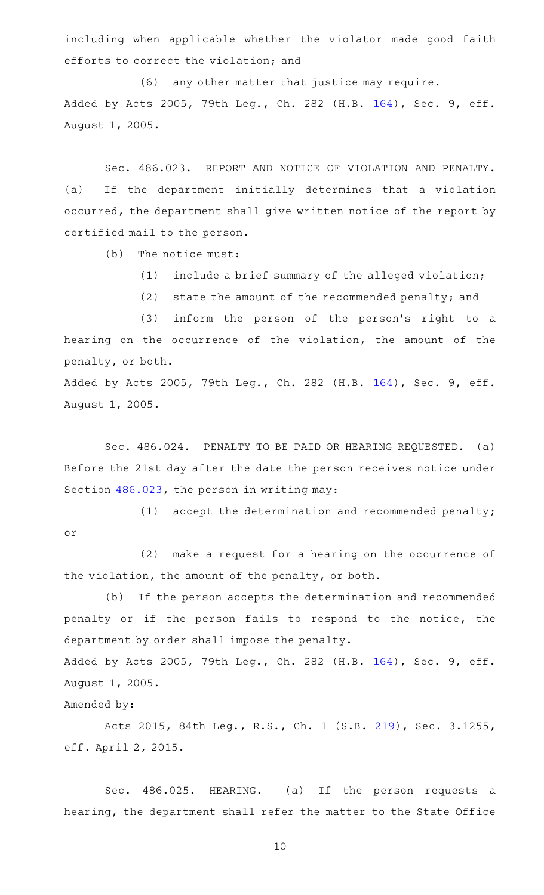including when applicable whether the violator made good faith efforts to correct the violation; and

(6) any other matter that justice may require.

Added by Acts 2005, 79th Leg., Ch. 282 (H.B. 164), Sec. 9, eff. August 1, 2005.

Sec. 486.023. REPORT AND NOTICE OF VIOLATION AND PENALTY. (a) If the department initially determines that a violation occurred, the department shall give written notice of the report by certified mail to the person.

(b) The notice must:

(1) include a brief summary of the alleged violation;

(2) state the amount of the recommended penalty; and

(3) inform the person of the person's right to a hearing on the occurrence of the violation, the amount of the penalty, or both.

Added by Acts 2005, 79th Leg., Ch. 282 (H.B. 164), Sec. 9, eff. August 1, 2005.

Sec. 486.024. PENALTY TO BE PAID OR HEARING REQUESTED. (a) Before the 21st day after the date the person receives notice under Section 486.023, the person in writing may:

(1) accept the determination and recommended penalty; or

(2) make a request for a hearing on the occurrence of the violation, the amount of the penalty, or both.

(b) If the person accepts the determination and recommended penalty or if the person fails to respond to the notice, the department by order shall impose the penalty.

Added by Acts 2005, 79th Leg., Ch. 282 (H.B. 164), Sec. 9, eff. August 1, 2005.

Amended by:

Acts 2015, 84th Leg., R.S., Ch. 1 (S.B. 219), Sec. 3.1255, eff. April 2, 2015.

Sec. 486.025. HEARING. (a) If the person requests a hearing, the department shall refer the matter to the State Office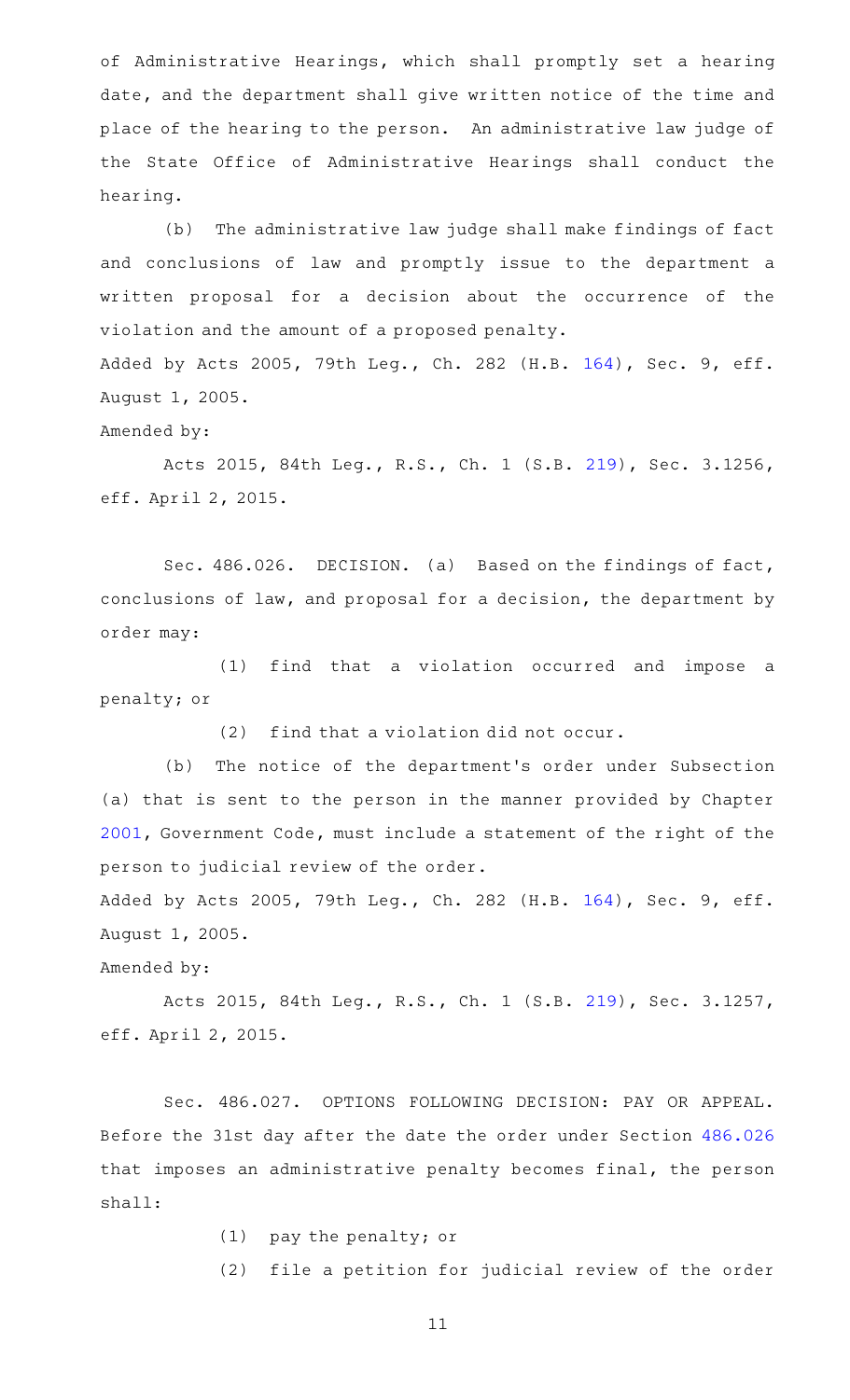of Administrative Hearings, which shall promptly set a hearing date, and the department shall give written notice of the time and place of the hearing to the person. An administrative law judge of the State Office of Administrative Hearings shall conduct the hearing.

(b) The administrative law judge shall make findings of fact and conclusions of law and promptly issue to the department a written proposal for a decision about the occurrence of the violation and the amount of a proposed penalty.

Added by Acts 2005, 79th Leg., Ch. 282 (H.B. 164), Sec. 9, eff. August 1, 2005.

Amended by:

Acts 2015, 84th Leg., R.S., Ch. 1 (S.B. 219), Sec. 3.1256, eff. April 2, 2015.

Sec. 486.026. DECISION. (a) Based on the findings of fact, conclusions of law, and proposal for a decision, the department by order may:

(1) find that a violation occurred and impose a penalty; or

(2) find that a violation did not occur.

(b) The notice of the department's order under Subsection (a) that is sent to the person in the manner provided by Chapter 2001, Government Code, must include a statement of the right of the person to judicial review of the order.

Added by Acts 2005, 79th Leg., Ch. 282 (H.B. 164), Sec. 9, eff. August 1, 2005.

Amended by:

Acts 2015, 84th Leg., R.S., Ch. 1 (S.B. 219), Sec. 3.1257, eff. April 2, 2015.

Sec. 486.027. OPTIONS FOLLOWING DECISION: PAY OR APPEAL. Before the 31st day after the date the order under Section 486.026 that imposes an administrative penalty becomes final, the person shall:

(1) pay the penalty; or

(2) file a petition for judicial review of the order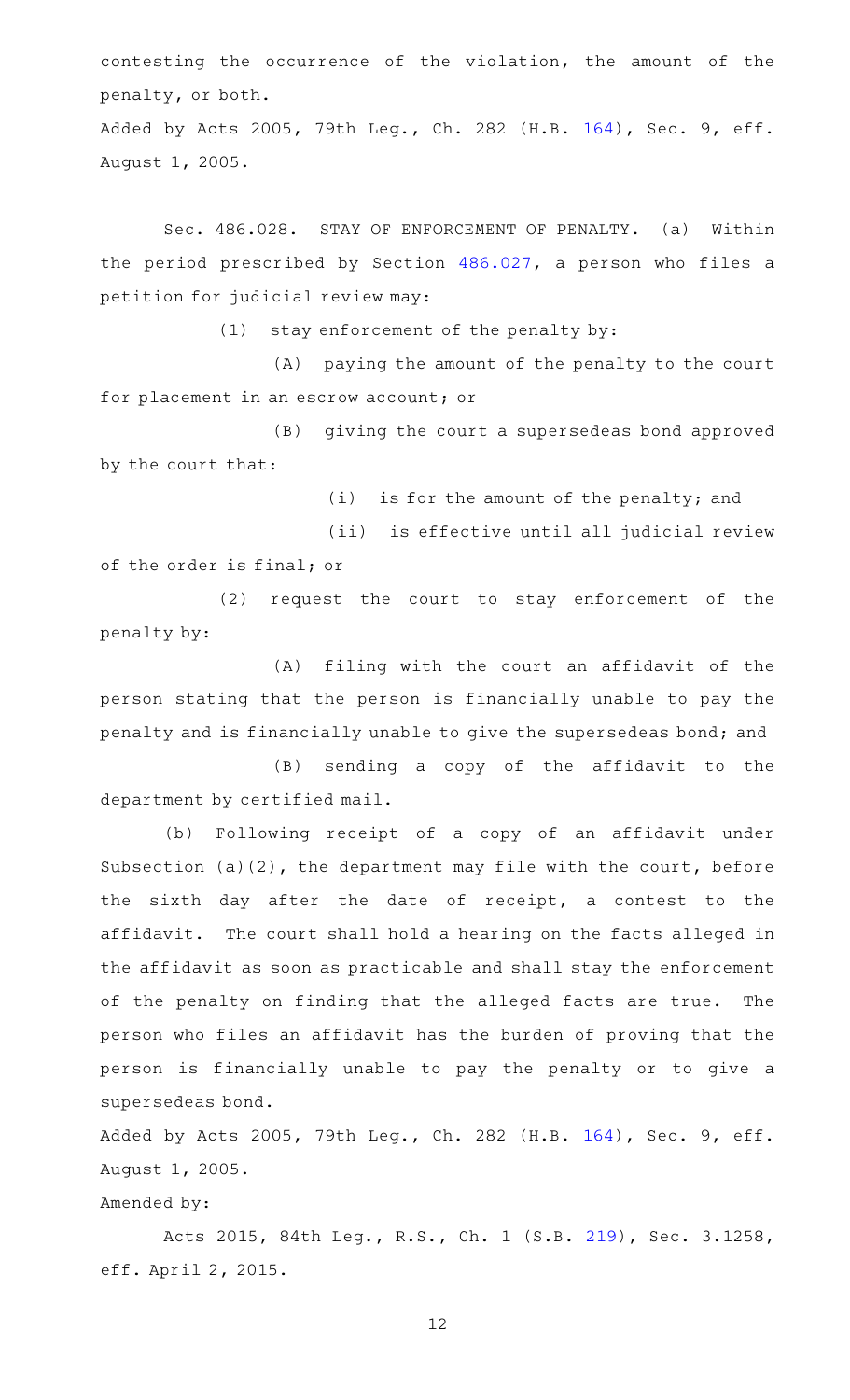contesting the occurrence of the violation, the amount of the penalty, or both.

Added by Acts 2005, 79th Leg., Ch. 282 (H.B. 164), Sec. 9, eff. August 1, 2005.

Sec. 486.028. STAY OF ENFORCEMENT OF PENALTY. (a) Within the period prescribed by Section 486.027, a person who files a petition for judicial review may:

(1) stay enforcement of the penalty by:

(A) paying the amount of the penalty to the court for placement in an escrow account; or

(B) giving the court a supersedeas bond approved by the court that:

(i) is for the amount of the penalty; and

(ii) is effective until all judicial review of the order is final; or

(2) request the court to stay enforcement of the penalty by:

(A) filing with the court an affidavit of the person stating that the person is financially unable to pay the penalty and is financially unable to give the supersedeas bond; and

(B) sending a copy of the affidavit to the department by certified mail.

(b) Following receipt of a copy of an affidavit under Subsection (a)(2), the department may file with the court, before the sixth day after the date of receipt, a contest to the affidavit. The court shall hold a hearing on the facts alleged in the affidavit as soon as practicable and shall stay the enforcement of the penalty on finding that the alleged facts are true. The person who files an affidavit has the burden of proving that the person is financially unable to pay the penalty or to give a supersedeas bond.

Added by Acts 2005, 79th Leg., Ch. 282 (H.B. 164), Sec. 9, eff. August 1, 2005.

Amended by:

Acts 2015, 84th Leg., R.S., Ch. 1 (S.B. 219), Sec. 3.1258, eff. April 2, 2015.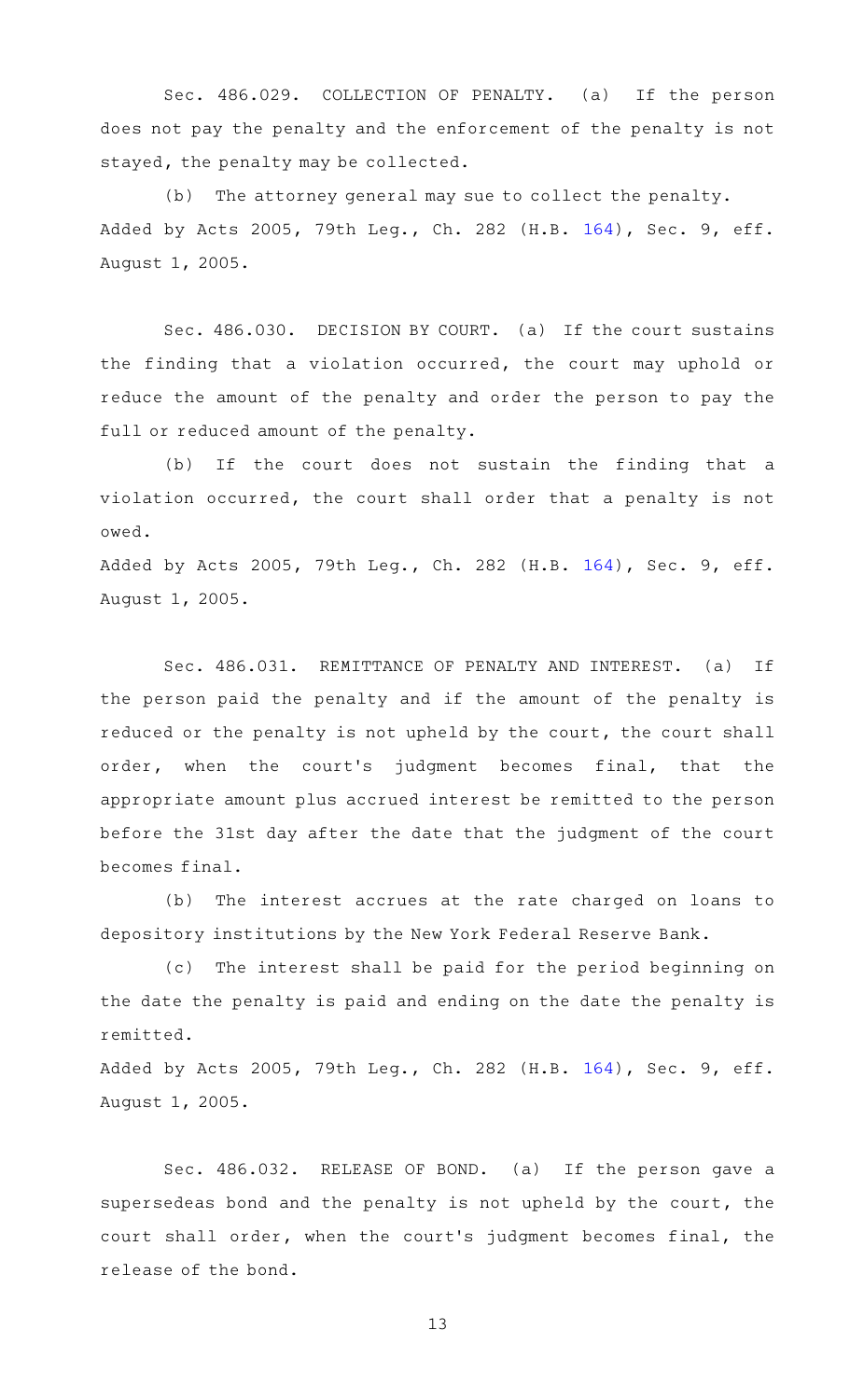Sec. 486.029. COLLECTION OF PENALTY. (a) If the person does not pay the penalty and the enforcement of the penalty is not stayed, the penalty may be collected.

(b) The attorney general may sue to collect the penalty.
Added by Acts 2005, 79th Leg., Ch. 282 (H.B. 164), Sec. 9, eff. August 1, 2005.

Sec. 486.030. DECISION BY COURT. (a) If the court sustains the finding that a violation occurred, the court may uphold or reduce the amount of the penalty and order the person to pay the full or reduced amount of the penalty.

(b) If the court does not sustain the finding that a violation occurred, the court shall order that a penalty is not owed.
Added by Acts 2005, 79th Leg., Ch. 282 (H.B. 164), Sec. 9, eff. August 1, 2005.

Sec. 486.031. REMITTANCE OF PENALTY AND INTEREST. (a) If the person paid the penalty and if the amount of the penalty is reduced or the penalty is not upheld by the court, the court shall order, when the court's judgment becomes final, that the appropriate amount plus accrued interest be remitted to the person before the 31st day after the date that the judgment of the court becomes final.

(b) The interest accrues at the rate charged on loans to depository institutions by the New York Federal Reserve Bank.

(c) The interest shall be paid for the period beginning on the date the penalty is paid and ending on the date the penalty is remitted.
Added by Acts 2005, 79th Leg., Ch. 282 (H.B. 164), Sec. 9, eff. August 1, 2005.

Sec. 486.032. RELEASE OF BOND. (a) If the person gave a supersedeas bond and the penalty is not upheld by the court, the court shall order, when the court's judgment becomes final, the release of the bond.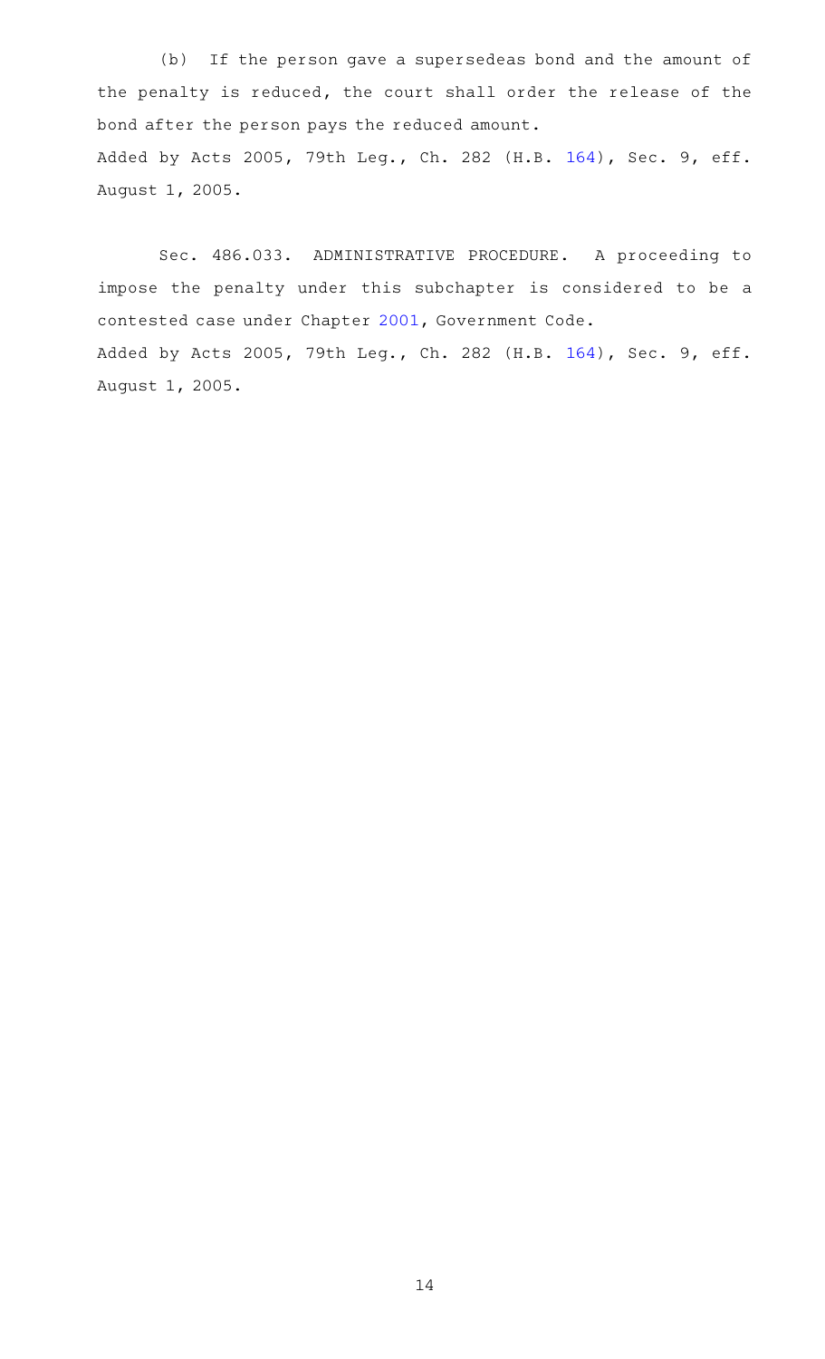(b) If the person gave a supersedeas bond and the amount of the penalty is reduced, the court shall order the release of the bond after the person pays the reduced amount.

Added by Acts 2005, 79th Leg., Ch. 282 (H.B. 164), Sec. 9, eff. August 1, 2005.

Sec. 486.033. ADMINISTRATIVE PROCEDURE. A proceeding to impose the penalty under this subchapter is considered to be a contested case under Chapter 2001, Government Code.

Added by Acts 2005, 79th Leg., Ch. 282 (H.B. 164), Sec. 9, eff. August 1, 2005.